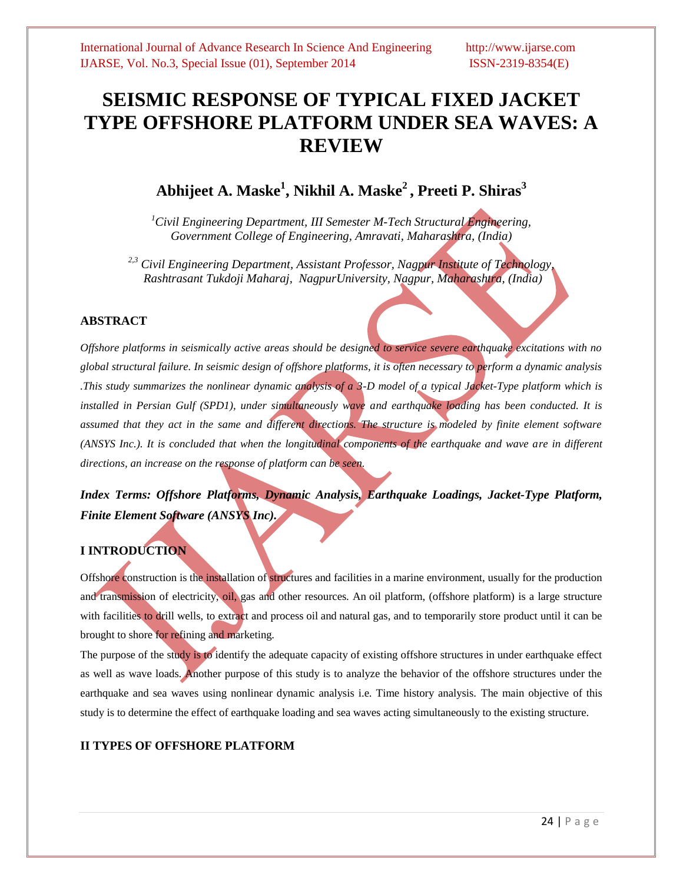# SEISMIC RESPONSE OF TYPICAL FIXED JACKET TYPE OFFSHORE PLATFORM UNDER SEA WAVES: A REVIEW

**Abhijeet A. Maske[1], Nikhil A. Maske[2], Preeti P. Shiras[3]**

*[1]Civil Engineering Department, III Semester M-Tech Structural Engineering, Government College of Engineering, Amravati, Maharashtra, (India)*

*[2,3] Civil Engineering Department, Assistant Professor, Nagpur Institute of Technology, Rashtrasant Tukdoji Maharaj, NagpurUniversity, Nagpur, Maharashtra, (India)*

## ABSTRACT

*Offshore platforms in seismically active areas should be designed to service severe earthquake excitations with no global structural failure. In seismic design of offshore platforms, it is often necessary to perform a dynamic analysis .This study summarizes the nonlinear dynamic analysis of a 3-D model of a typical Jacket-Type platform which is installed in Persian Gulf (SPD1), under simultaneously wave and earthquake loading has been conducted. It is assumed that they act in the same and different directions. The structure is modeled by finite element software (ANSYS Inc.). It is concluded that when the longitudinal components of the earthquake and wave are in different directions, an increase on the response of platform can be seen.*

***Index Terms: Offshore Platforms, Dynamic Analysis, Earthquake Loadings, Jacket-Type Platform, Finite Element Software (ANSYS Inc).***

## I INTRODUCTION

Offshore construction is the installation of structures and facilities in a marine environment, usually for the production and transmission of electricity, oil, gas and other resources. An oil platform, (offshore platform) is a large structure with facilities to drill wells, to extract and process oil and natural gas, and to temporarily store product until it can be brought to shore for refining and marketing.

The purpose of the study is to identify the adequate capacity of existing offshore structures in under earthquake effect as well as wave loads. Another purpose of this study is to analyze the behavior of the offshore structures under the earthquake and sea waves using nonlinear dynamic analysis i.e. Time history analysis. The main objective of this study is to determine the effect of earthquake loading and sea waves acting simultaneously to the existing structure.

## II TYPES OF OFFSHORE PLATFORM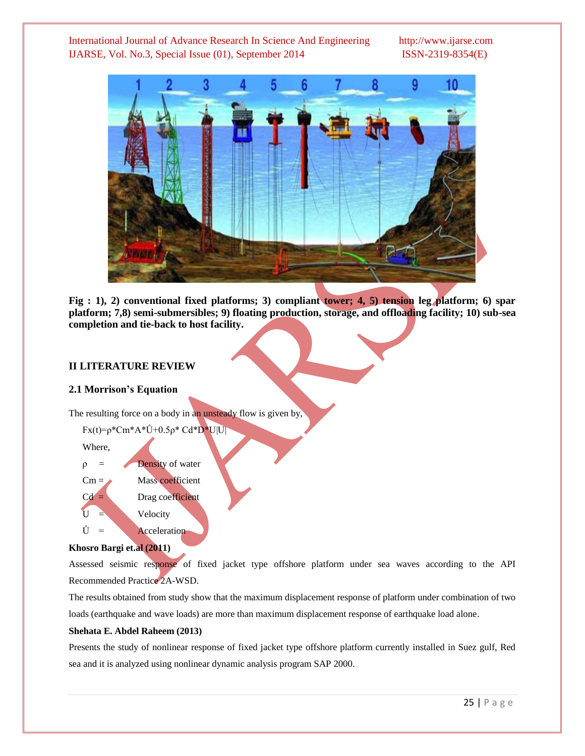**Fig : 1), 2) conventional fixed platforms; 3) compliant tower; 4, 5) tension leg platform; 6) spar platform; 7,8) semi-submersibles; 9) floating production, storage, and offloading facility; 10) sub-sea completion and tie-back to host facility.**

## II LITERATURE REVIEW

### 2.1 Morrison's Equation

The resulting force on a body in an unsteady flow is given by,

$$F_x(t)=\rho * C_m * A * \mathring{U} + 0.5\rho * C_d * D * U|U|$$

Where,

| | | |
|---|---|---|
| $\rho$ | = | Density of water |
| $C_m$ | = | Mass coefficient |
| $C_d$ | = | Drag coefficient |
| $U$ | = | Velocity |
| $\mathring{U}$ | = | Acceleration |

**Khosro Bargi et.al (2011)**

Assessed seismic response of fixed jacket type offshore platform under sea waves according to the API Recommended Practice 2A-WSD.

The results obtained from study show that the maximum displacement response of platform under combination of two loads (earthquake and wave loads) are more than maximum displacement response of earthquake load alone.

**Shehata E. Abdel Raheem (2013)**

Presents the study of nonlinear response of fixed jacket type offshore platform currently installed in Suez gulf, Red sea and it is analyzed using nonlinear dynamic analysis program SAP 2000.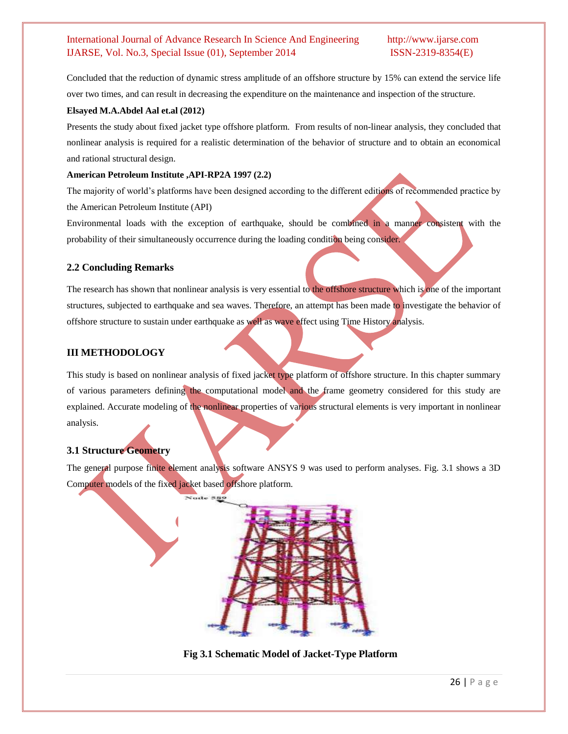Concluded that the reduction of dynamic stress amplitude of an offshore structure by 15% can extend the service life over two times, and can result in decreasing the expenditure on the maintenance and inspection of the structure.

**Elsayed M.A.Abdel Aal et.al (2012)**

Presents the study about fixed jacket type offshore platform. From results of non-linear analysis, they concluded that nonlinear analysis is required for a realistic determination of the behavior of structure and to obtain an economical and rational structural design.

**American Petroleum Institute ,API-RP2A 1997 (2.2)**

The majority of world's platforms have been designed according to the different editions of recommended practice by the American Petroleum Institute (API)

Environmental loads with the exception of earthquake, should be combined in a manner consistent with the probability of their simultaneously occurrence during the loading condition being consider.

### 2.2 Concluding Remarks

The research has shown that nonlinear analysis is very essential to the offshore structure which is one of the important structures, subjected to earthquake and sea waves. Therefore, an attempt has been made to investigate the behavior of offshore structure to sustain under earthquake as well as wave effect using Time History analysis.

## III METHODOLOGY

This study is based on nonlinear analysis of fixed jacket type platform of offshore structure. In this chapter summary of various parameters defining the computational model and the frame geometry considered for this study are explained. Accurate modeling of the nonlinear properties of various structural elements is very important in nonlinear analysis.

### 3.1 Structure Geometry

The general purpose finite element analysis software ANSYS 9 was used to perform analyses. Fig. 3.1 shows a 3D Computer models of the fixed jacket based offshore platform.

Node 589

**Fig 3.1 Schematic Model of Jacket-Type Platform**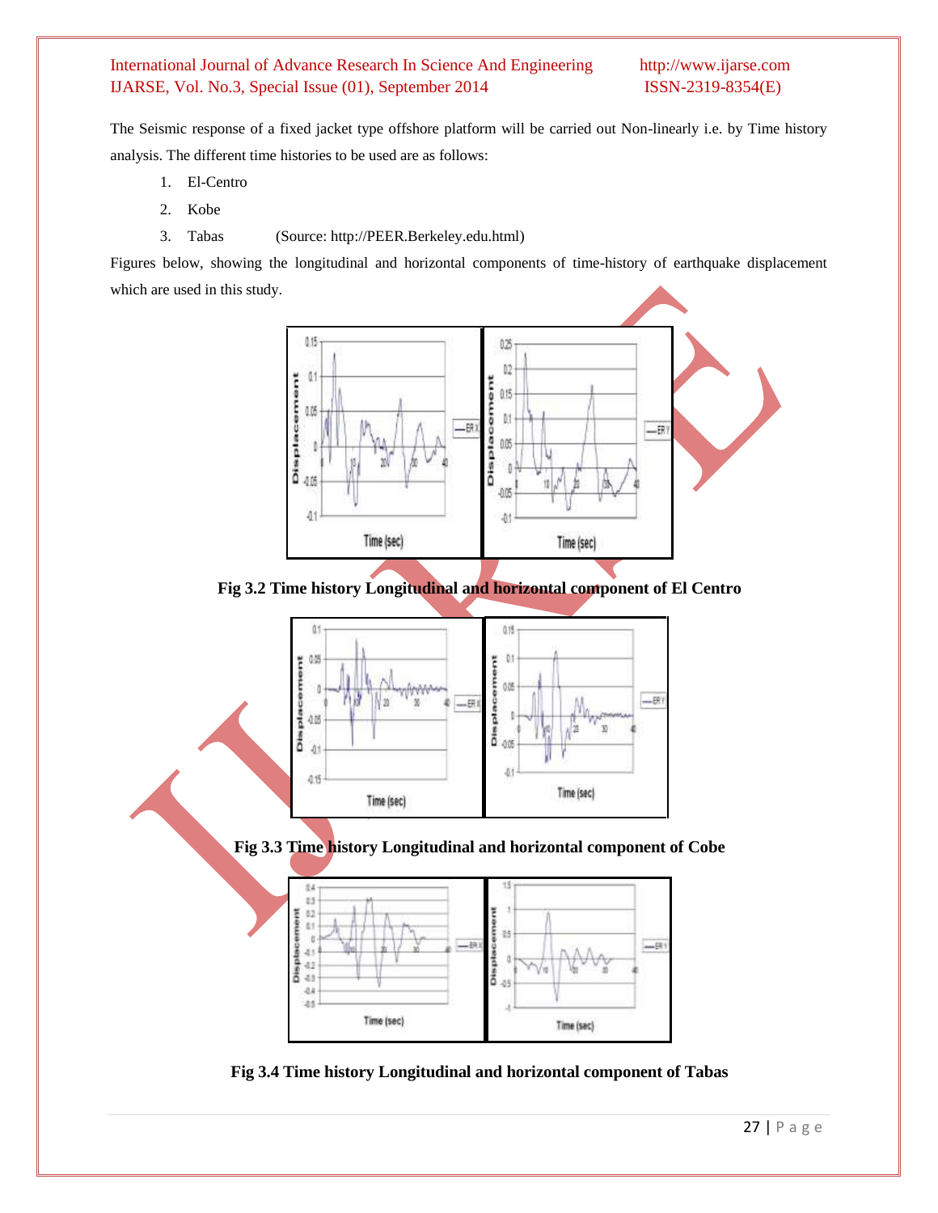The Seismic response of a fixed jacket type offshore platform will be carried out Non-linearly i.e. by Time history analysis. The different time histories to be used are as follows:

1. El-Centro
2. Kobe
3. Tabas (Source: http://PEER.Berkeley.edu.html)

Figures below, showing the longitudinal and horizontal components of time-history of earthquake displacement which are used in this study.

**Fig 3.2 Time history Longitudinal and horizontal component of El Centro**

**Fig 3.3 Time history Longitudinal and horizontal component of Cobe**

**Fig 3.4 Time history Longitudinal and horizontal component of Tabas**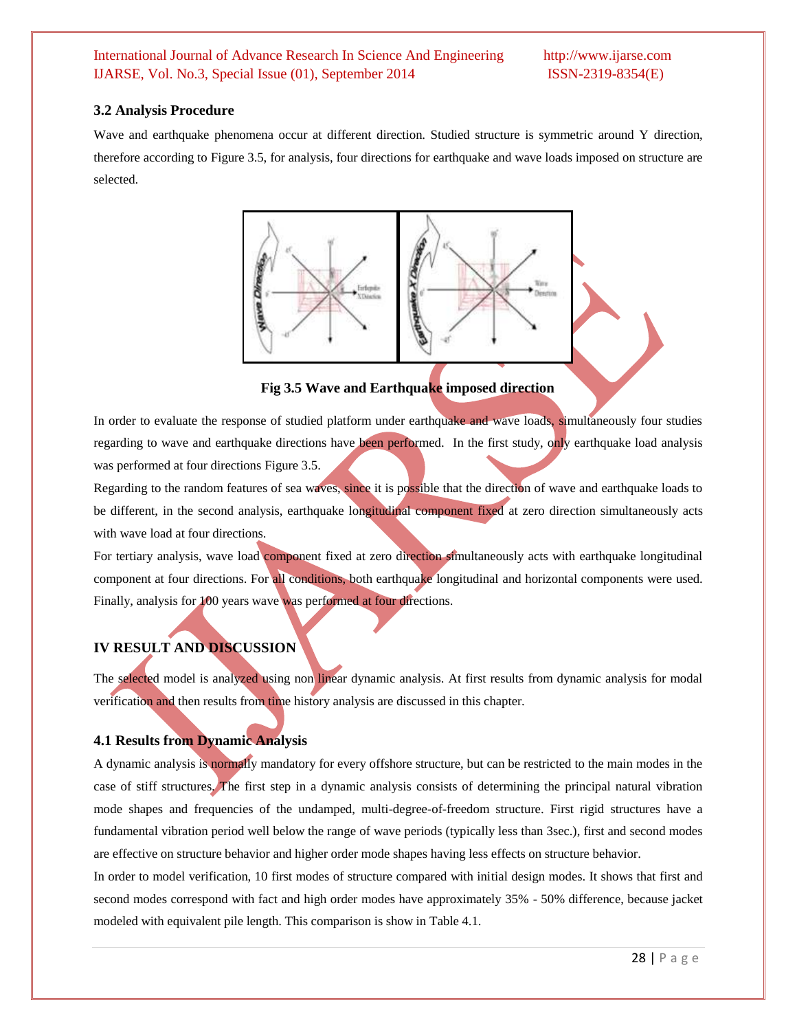### 3.2 Analysis Procedure

Wave and earthquake phenomena occur at different direction. Studied structure is symmetric around Y direction, therefore according to Figure 3.5, for analysis, four directions for earthquake and wave loads imposed on structure are selected.

**Fig 3.5 Wave and Earthquake imposed direction**

In order to evaluate the response of studied platform under earthquake and wave loads, simultaneously four studies regarding to wave and earthquake directions have been performed. In the first study, only earthquake load analysis was performed at four directions Figure 3.5.

Regarding to the random features of sea waves, since it is possible that the direction of wave and earthquake loads to be different, in the second analysis, earthquake longitudinal component fixed at zero direction simultaneously acts with wave load at four directions.

For tertiary analysis, wave load component fixed at zero direction simultaneously acts with earthquake longitudinal component at four directions. For all conditions, both earthquake longitudinal and horizontal components were used. Finally, analysis for 100 years wave was performed at four directions.

## IV RESULT AND DISCUSSION

The selected model is analyzed using non linear dynamic analysis. At first results from dynamic analysis for modal verification and then results from time history analysis are discussed in this chapter.

### 4.1 Results from Dynamic Analysis

A dynamic analysis is normally mandatory for every offshore structure, but can be restricted to the main modes in the case of stiff structures. The first step in a dynamic analysis consists of determining the principal natural vibration mode shapes and frequencies of the undamped, multi-degree-of-freedom structure. First rigid structures have a fundamental vibration period well below the range of wave periods (typically less than 3sec.), first and second modes are effective on structure behavior and higher order mode shapes having less effects on structure behavior.

In order to model verification, 10 first modes of structure compared with initial design modes. It shows that first and second modes correspond with fact and high order modes have approximately 35% - 50% difference, because jacket modeled with equivalent pile length. This comparison is show in Table 4.1.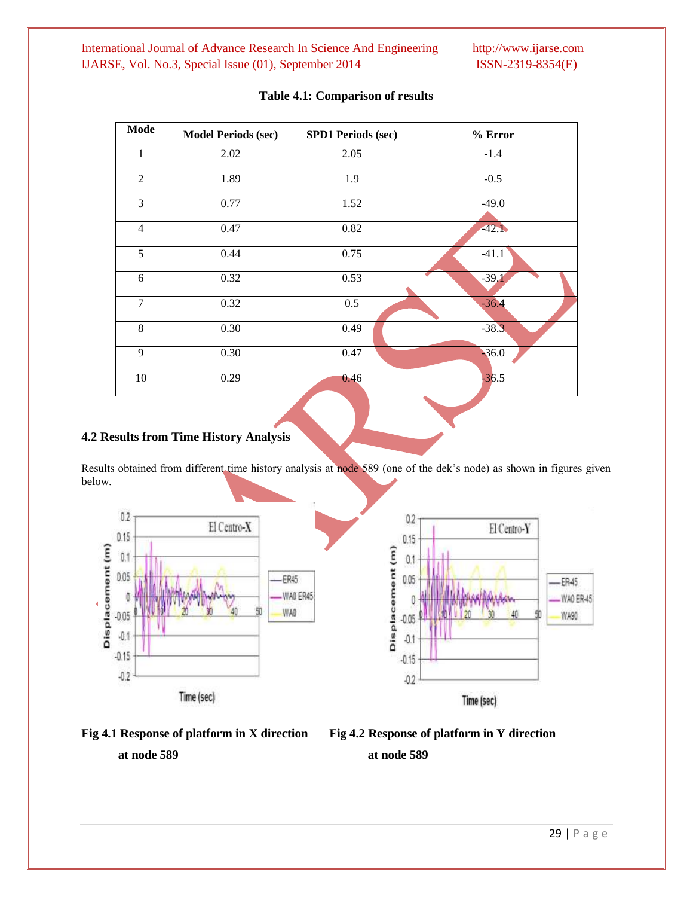**Table 4.1: Comparison of results**

| Mode | Model Periods (sec) | SPD1 Periods (sec) | % Error |
|---|---|---|---|
| 1 | 2.02 | 2.05 | -1.4 |
| 2 | 1.89 | 1.9 | -0.5 |
| 3 | 0.77 | 1.52 | -49.0 |
| 4 | 0.47 | 0.82 | -42.1 |
| 5 | 0.44 | 0.75 | -41.1 |
| 6 | 0.32 | 0.53 | -39.1 |
| 7 | 0.32 | 0.5 | -36.4 |
| 8 | 0.30 | 0.49 | -38.3 |
| 9 | 0.30 | 0.47 | -36.0 |
| 10 | 0.29 | 0.46 | -36.5 |

### 4.2 Results from Time History Analysis

Results obtained from different time history analysis at node 589 (one of the dek's node) as shown in figures given below.

**Fig 4.1 Response of platform in X direction at node 589**

**Fig 4.2 Response of platform in Y direction at node 589**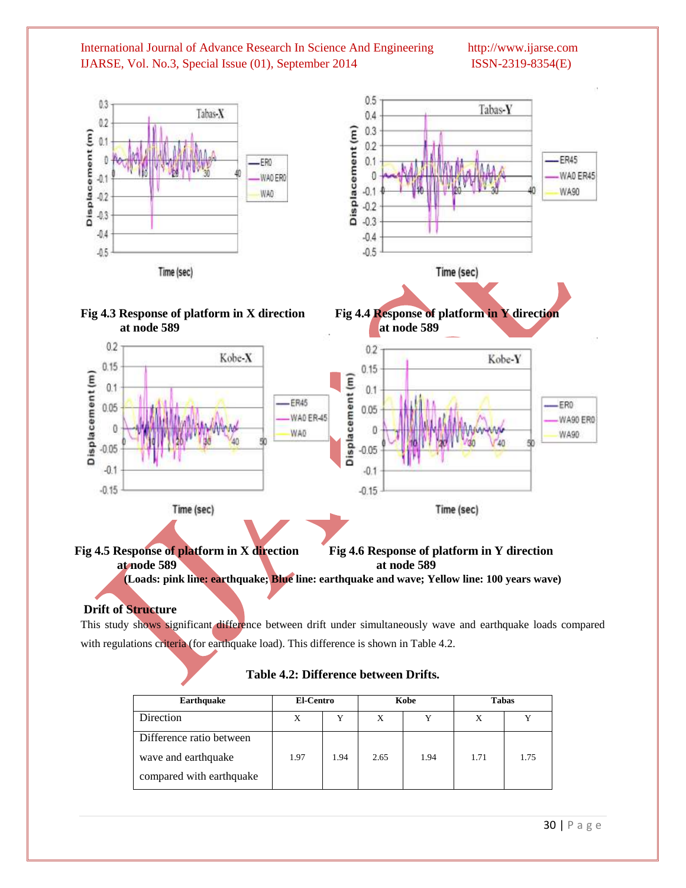Fig 4.3 Response of platform in X direction at node 589

Fig 4.4 Response of platform in Y direction at node 589

Fig 4.5 Response of platform in X direction at node 589

Fig 4.6 Response of platform in Y direction at node 589

**(Loads: pink line: earthquake; Blue line: earthquake and wave; Yellow line: 100 years wave)**

### Drift of Structure

This study shows significant difference between drift under simultaneously wave and earthquake loads compared with regulations criteria (for earthquake load). This difference is shown in Table 4.2.

**Table 4.2: Difference between Drifts.**

| Earthquake | El-Centro | | Kobe | | Tabas | |
|---|---|---|---|---|---|---|
| Direction | X | Y | X | Y | X | Y |
| Difference ratio between wave and earthquake compared with earthquake | 1.97 | 1.94 | 2.65 | 1.94 | 1.71 | 1.75 |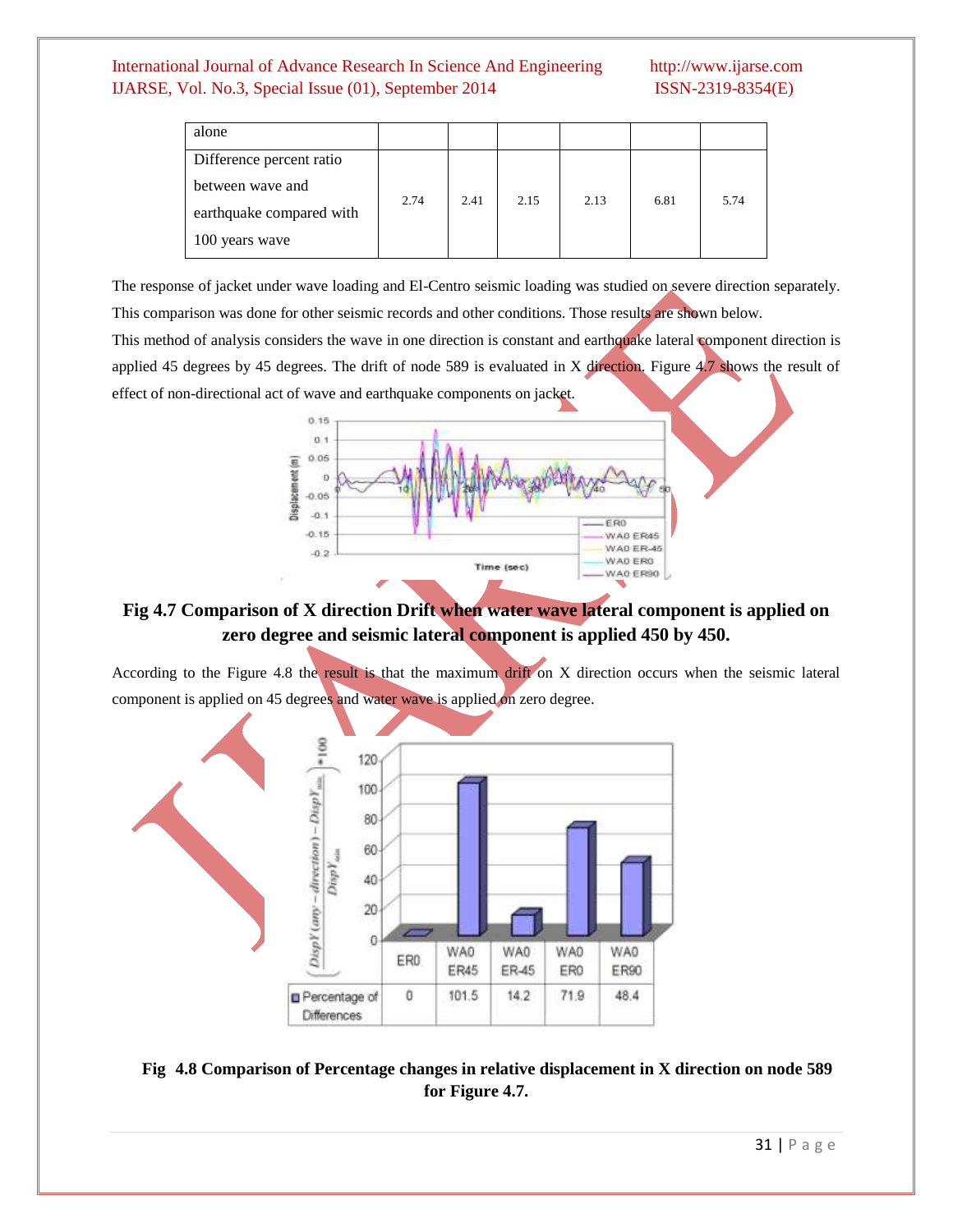| alone | | | | | | |
|---|---|---|---|---|---|---|
| Difference percent ratio between wave and earthquake compared with 100 years wave | 2.74 | 2.41 | 2.15 | 2.13 | 6.81 | 5.74 |

The response of jacket under wave loading and El-Centro seismic loading was studied on severe direction separately. This comparison was done for other seismic records and other conditions. Those results are shown below.

This method of analysis considers the wave in one direction is constant and earthquake lateral component direction is applied 45 degrees by 45 degrees. The drift of node 589 is evaluated in X direction. Figure 4.7 shows the result of effect of non-directional act of wave and earthquake components on jacket.

## Fig 4.7 Comparison of X direction Drift when water wave lateral component is applied on zero degree and seismic lateral component is applied 450 by 450.

According to the Figure 4.8 the result is that the maximum drift on X direction occurs when the seismic lateral component is applied on 45 degrees and water wave is applied on zero degree.

| | ER0 | WA0 ER45 | WA0 ER-45 | WA0 ER0 | WA0 ER90 |
|---|---|---|---|---|---|
| Percentage of Differences | 0 | 101.5 | 14.2 | 71.9 | 48.4 |

**Fig 4.8 Comparison of Percentage changes in relative displacement in X direction on node 589 for Figure 4.7.**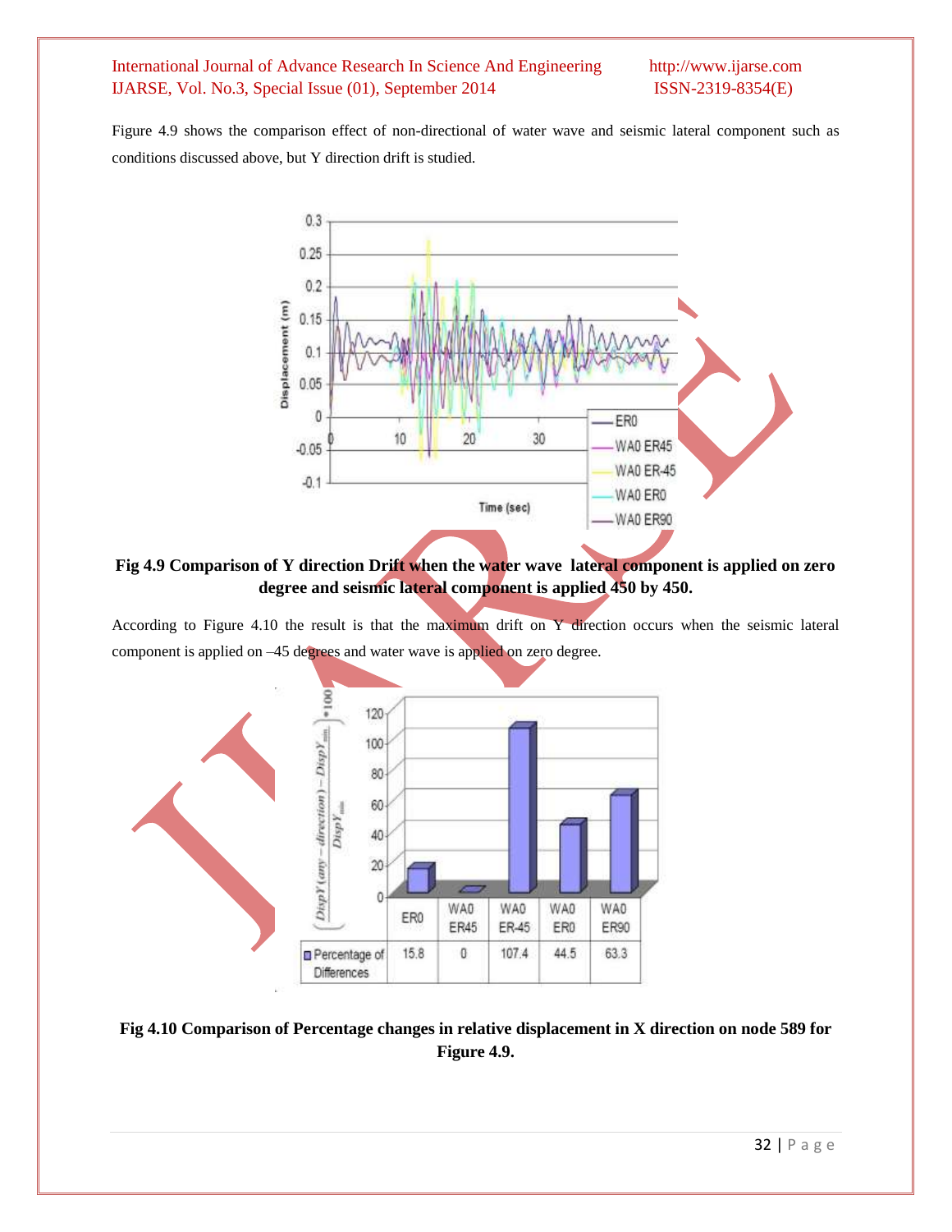Figure 4.9 shows the comparison effect of non-directional of water wave and seismic lateral component such as conditions discussed above, but Y direction drift is studied.

**Fig 4.9 Comparison of Y direction Drift when the water wave lateral component is applied on zero degree and seismic lateral component is applied 450 by 450.**

According to Figure 4.10 the result is that the maximum drift on Y direction occurs when the seismic lateral component is applied on –45 degrees and water wave is applied on zero degree.

| | ER0 | WA0 ER45 | WA0 ER-45 | WA0 ER0 | WA0 ER90 |
|---|---|---|---|---|---|
| Percentage of Differences | 15.8 | 0 | 107.4 | 44.5 | 63.3 |

**Fig 4.10 Comparison of Percentage changes in relative displacement in X direction on node 589 for Figure 4.9.**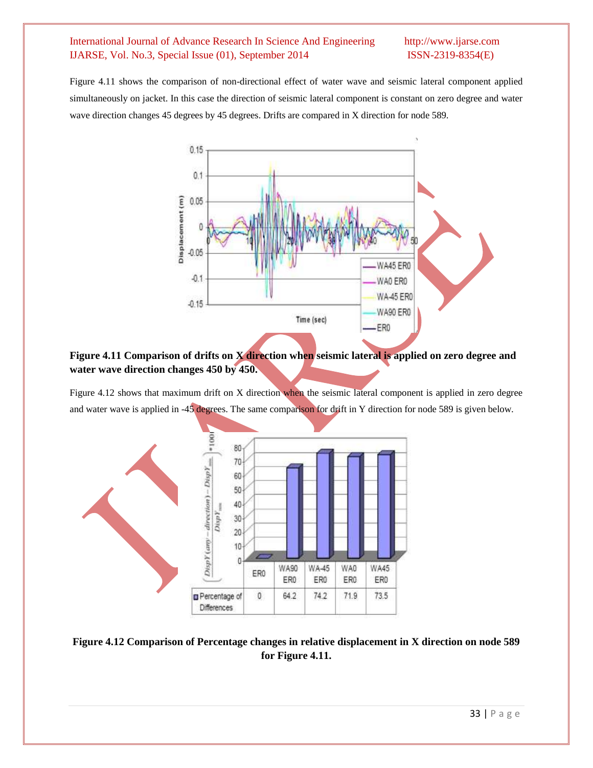Figure 4.11 shows the comparison of non-directional effect of water wave and seismic lateral component applied simultaneously on jacket. In this case the direction of seismic lateral component is constant on zero degree and water wave direction changes 45 degrees by 45 degrees. Drifts are compared in X direction for node 589.

**Figure 4.11 Comparison of drifts on X direction when seismic lateral is applied on zero degree and water wave direction changes 450 by 450.**

Figure 4.12 shows that maximum drift on X direction when the seismic lateral component is applied in zero degree and water wave is applied in -45 degrees. The same comparison for drift in Y direction for node 589 is given below.

| | ER0 | WA90 ER0 | WA-45 ER0 | WA0 ER0 | WA45 ER0 |
|---|---|---|---|---|---|
| Percentage of Differences | 0 | 64.2 | 74.2 | 71.9 | 73.5 |

**Figure 4.12 Comparison of Percentage changes in relative displacement in X direction on node 589 for Figure 4.11.**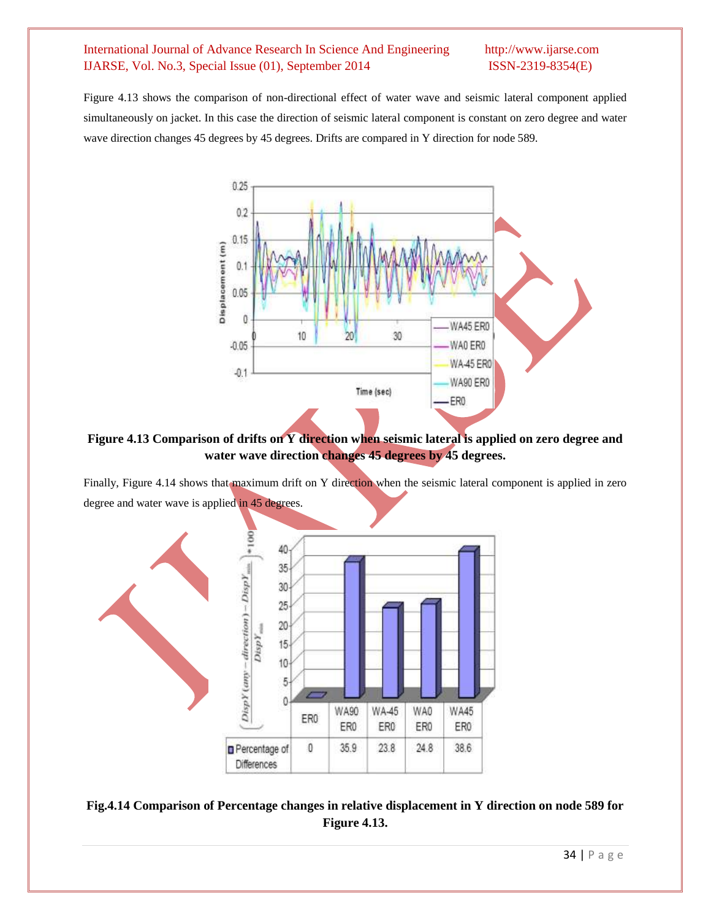Figure 4.13 shows the comparison of non-directional effect of water wave and seismic lateral component applied simultaneously on jacket. In this case the direction of seismic lateral component is constant on zero degree and water wave direction changes 45 degrees by 45 degrees. Drifts are compared in Y direction for node 589.

**Figure 4.13 Comparison of drifts on Y direction when seismic lateral is applied on zero degree and water wave direction changes 45 degrees by 45 degrees.**

Finally, Figure 4.14 shows that maximum drift on Y direction when the seismic lateral component is applied in zero degree and water wave is applied in 45 degrees.

| | ER0 | WA90 ER0 | WA-45 ER0 | WA0 ER0 | WA45 ER0 |
|---|---|---|---|---|---|
| Percentage of Differences | 0 | 35.9 | 23.8 | 24.8 | 38.6 |

**Fig.4.14 Comparison of Percentage changes in relative displacement in Y direction on node 589 for Figure 4.13.**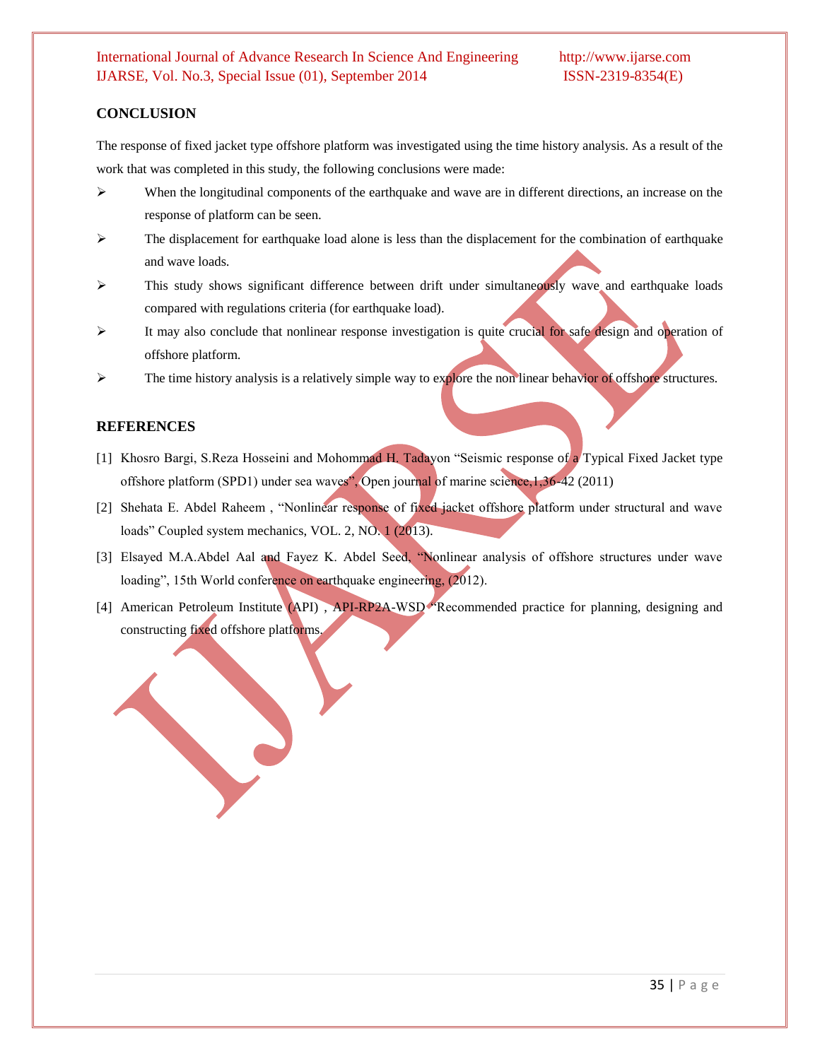## CONCLUSION

The response of fixed jacket type offshore platform was investigated using the time history analysis. As a result of the work that was completed in this study, the following conclusions were made:

- When the longitudinal components of the earthquake and wave are in different directions, an increase on the response of platform can be seen.
- The displacement for earthquake load alone is less than the displacement for the combination of earthquake and wave loads.
- This study shows significant difference between drift under simultaneously wave and earthquake loads compared with regulations criteria (for earthquake load).
- It may also conclude that nonlinear response investigation is quite crucial for safe design and operation of offshore platform.
- The time history analysis is a relatively simple way to explore the non linear behavior of offshore structures.

## REFERENCES

[1] Khosro Bargi, S.Reza Hosseini and Mohommad H. Tadayon “Seismic response of a Typical Fixed Jacket type offshore platform (SPD1) under sea waves”, Open journal of marine science,1,36-42 (2011)

[2] Shehata E. Abdel Raheem , “Nonlinear response of fixed jacket offshore platform under structural and wave loads” Coupled system mechanics, VOL. 2, NO. 1 (2013).

[3] Elsayed M.A.Abdel Aal and Fayez K. Abdel Seed, “Nonlinear analysis of offshore structures under wave loading”, 15th World conference on earthquake engineering, (2012).

[4] American Petroleum Institute (API) , API-RP2A-WSD “Recommended practice for planning, designing and constructing fixed offshore platforms.